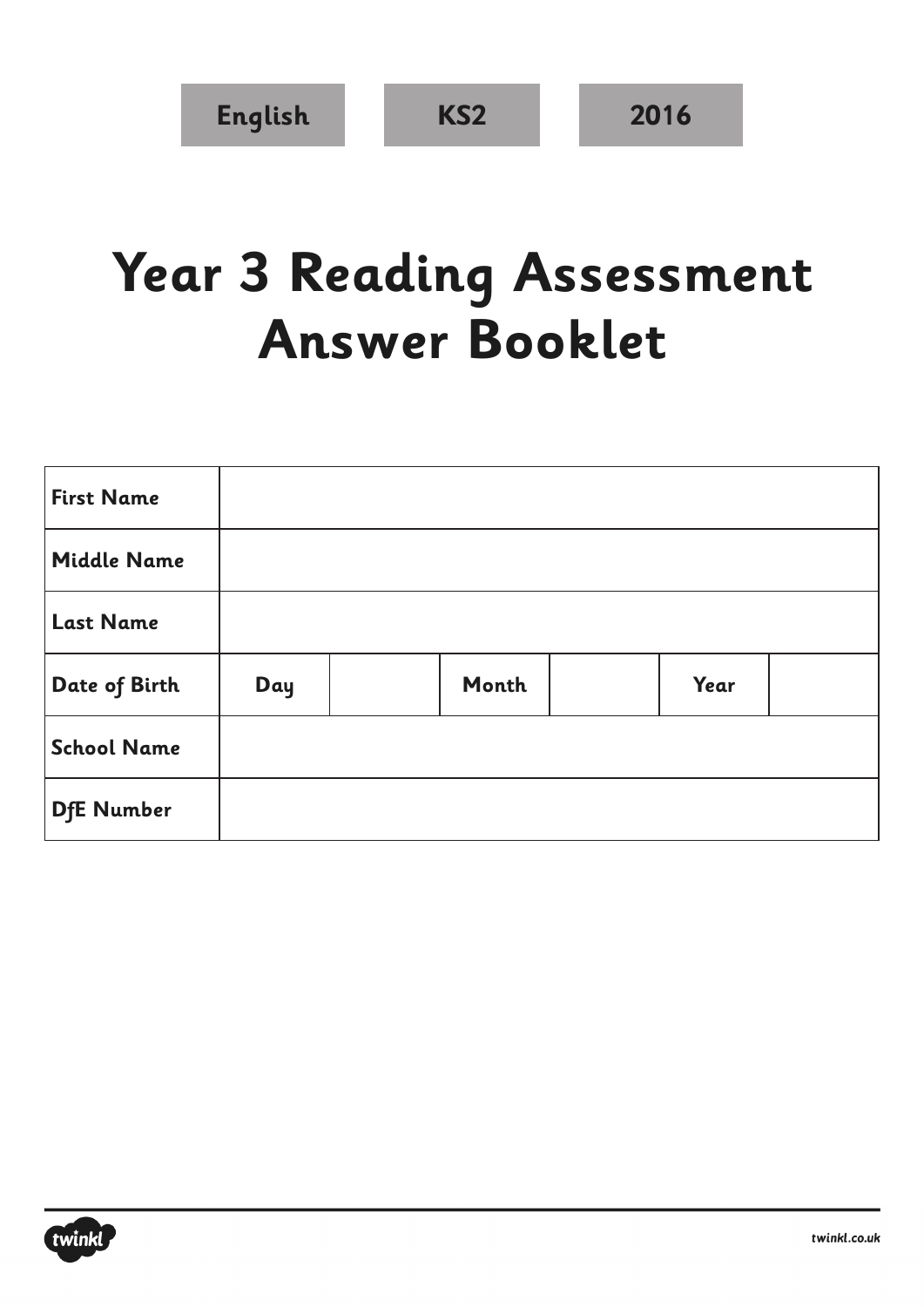English | KS2 | 2016

# Year 3 Reading Assessment Answer Booklet

| First Name | | | | | | |
|---|---|---|---|---|---|---|
| Middle Name | | | | | | |
| Last Name | | | | | | |
| Date of Birth | Day | | Month | | Year | |
| School Name | | | | | | |
| DfE Number | | | | | | |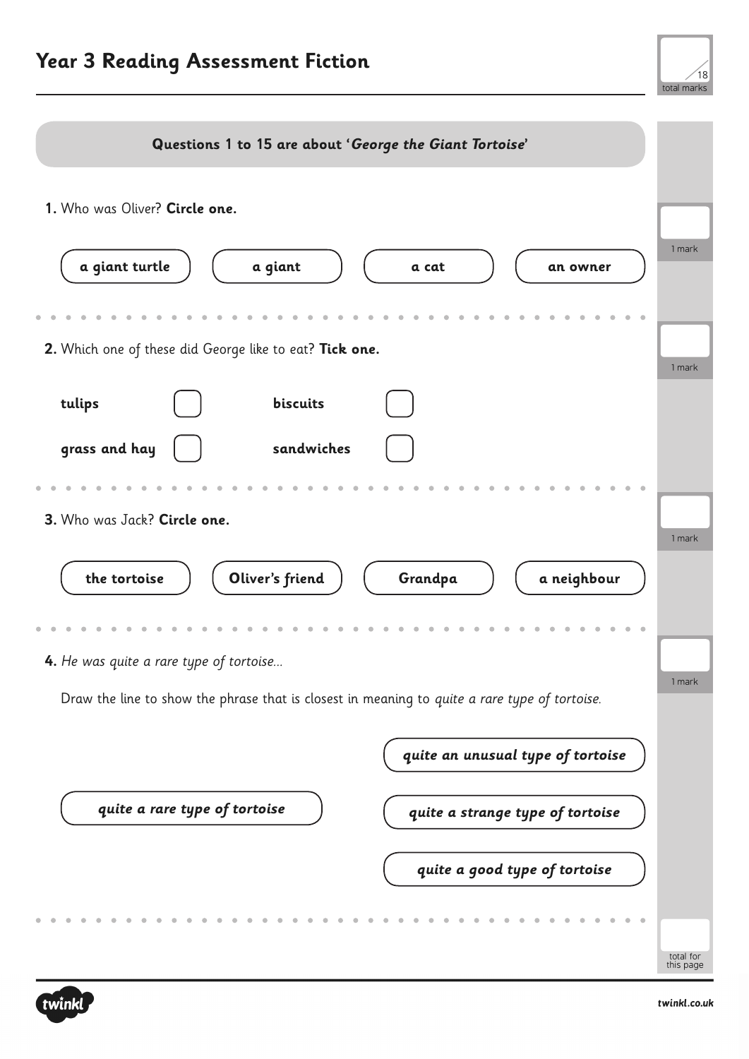# Year 3 Reading Assessment Fiction

/18 total marks

**Questions 1 to 15 are about '*George the Giant Tortoise*'**

**1.** Who was Oliver? **Circle one.**

**a giant turtle** | **a giant** | **a cat** | **an owner**

1 mark

**2.** Which one of these did George like to eat? **Tick one.**

- **tulips** ☐
- **biscuits** ☐
- **grass and hay** ☐
- **sandwiches** ☐

1 mark

**3.** Who was Jack? **Circle one.**

**the tortoise** | **Oliver's friend** | **Grandpa** | **a neighbour**

1 mark

**4.** *He was quite a rare type of tortoise...*

Draw the line to show the phrase that is closest in meaning to *quite a rare type of tortoise.*

***quite a rare type of tortoise***

- ***quite an unusual type of tortoise***
- ***quite a strange type of tortoise***
- ***quite a good type of tortoise***

1 mark

total for this page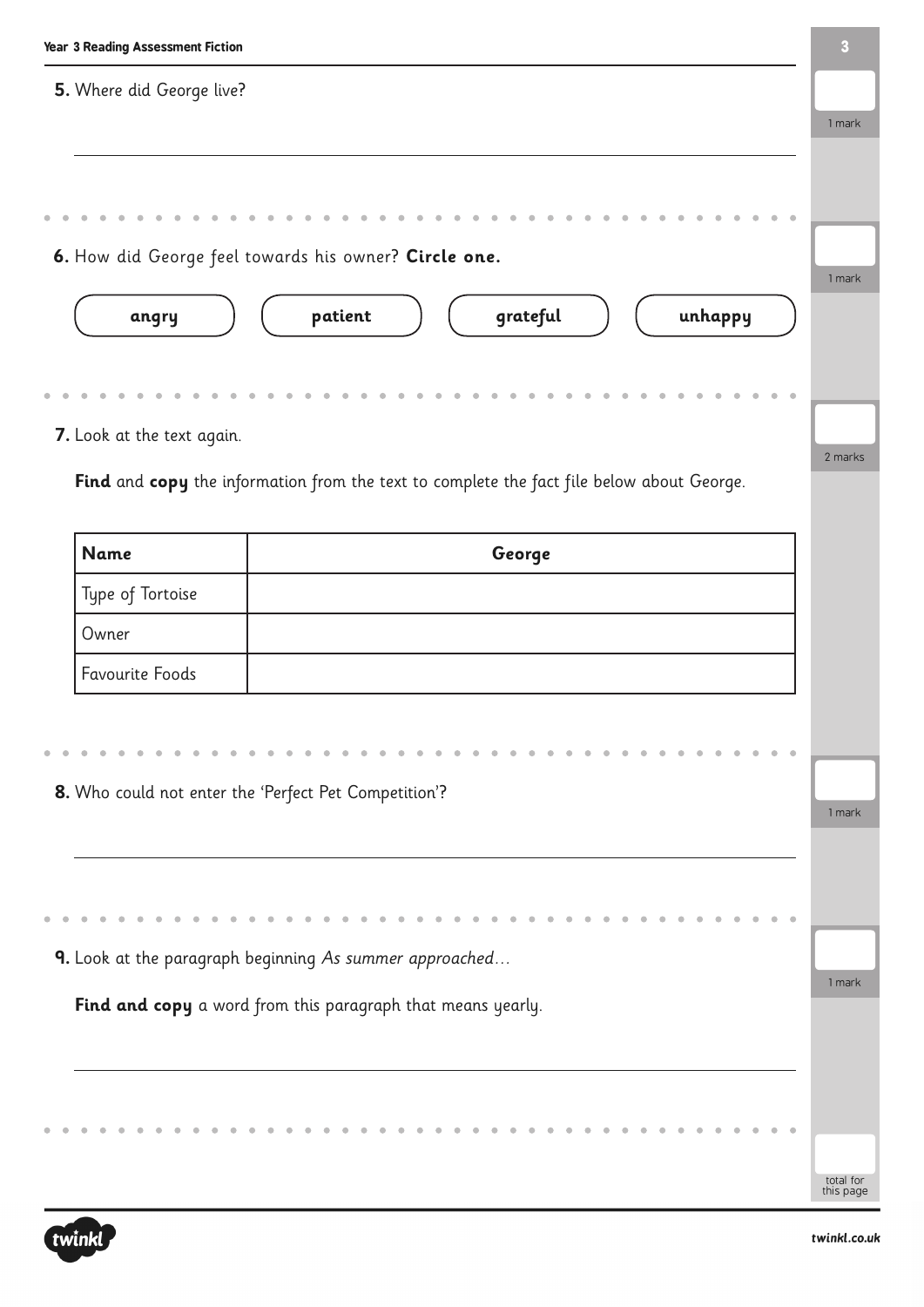**5.** Where did George live?

1 mark

---

**6.** How did George feel towards his owner? **Circle one.**

1 mark

**angry** | **patient** | **grateful** | **unhappy**

---

**7.** Look at the text again.

2 marks

**Find** and **copy** the information from the text to complete the fact file below about George.

| **Name** | **George** |
| --- | --- |
| Type of Tortoise | |
| Owner | |
| Favourite Foods | |

---

**8.** Who could not enter the 'Perfect Pet Competition'?

1 mark

---

**9.** Look at the paragraph beginning *As summer approached…*

1 mark

**Find and copy** a word from this paragraph that means yearly.

---

total for this page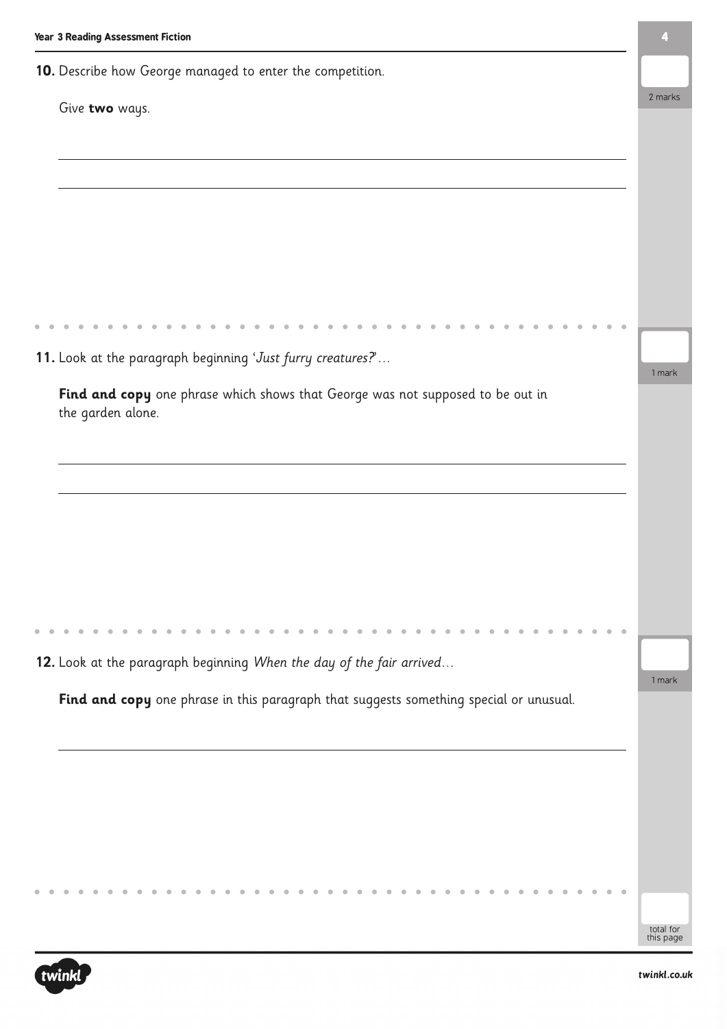**10.** Describe how George managed to enter the competition.

Give **two** ways.

2 marks

**11.** Look at the paragraph beginning '*Just furry creatures?*'…

**Find and copy** one phrase which shows that George was not supposed to be out in the garden alone.

1 mark

**12.** Look at the paragraph beginning *When the day of the fair arrived*…

**Find and copy** one phrase in this paragraph that suggests something special or unusual.

1 mark

total for this page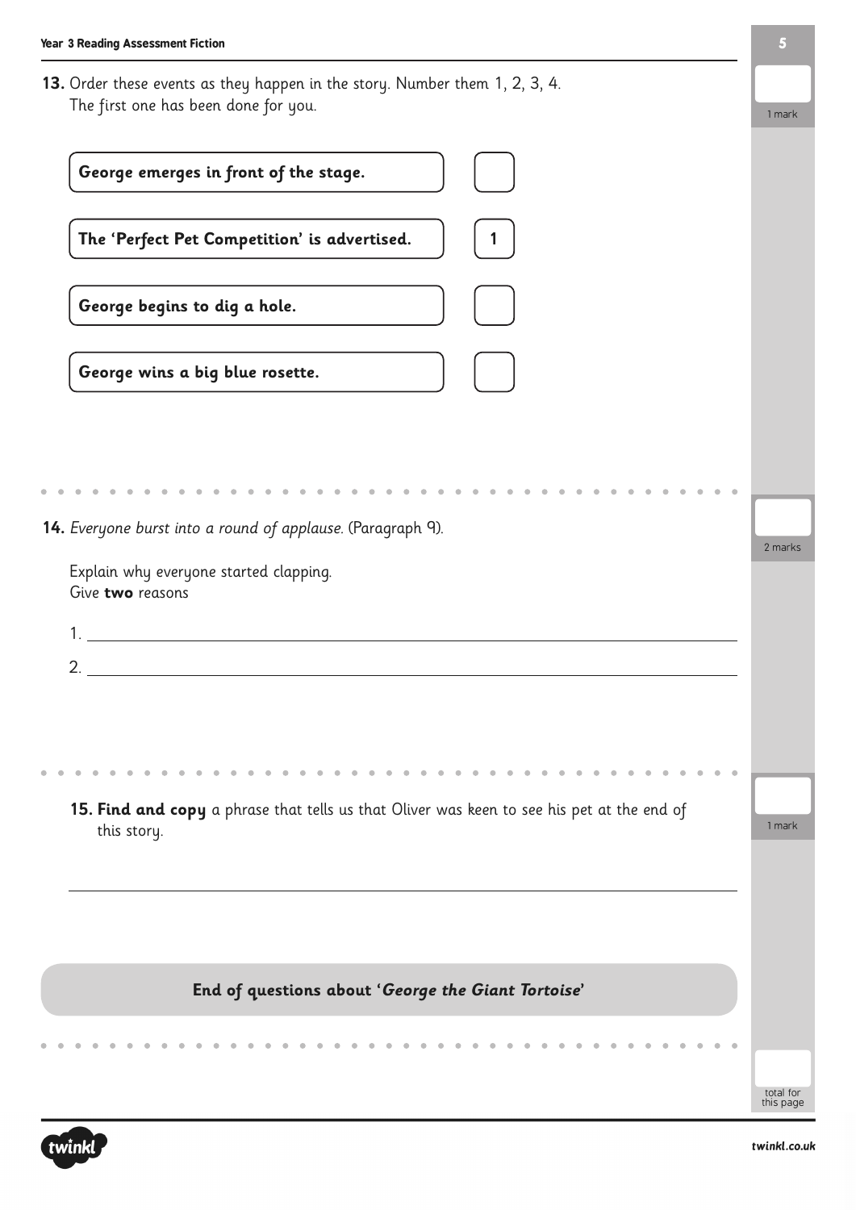**13.** Order these events as they happen in the story. Number them 1, 2, 3, 4.
The first one has been done for you.

1 mark

| Event | Number |
|---|---|
| **George emerges in front of the stage.** | |
| **The 'Perfect Pet Competition' is advertised.** | 1 |
| **George begins to dig a hole.** | |
| **George wins a big blue rosette.** | |

**14.** *Everyone burst into a round of applause.* (Paragraph 9).

2 marks

Explain why everyone started clapping.
Give **two** reasons

1. ______________________________

2. ______________________________

**15. Find and copy** a phrase that tells us that Oliver was keen to see his pet at the end of this story.

1 mark

______________________________

**End of questions about '*George the Giant Tortoise*'**

total for this page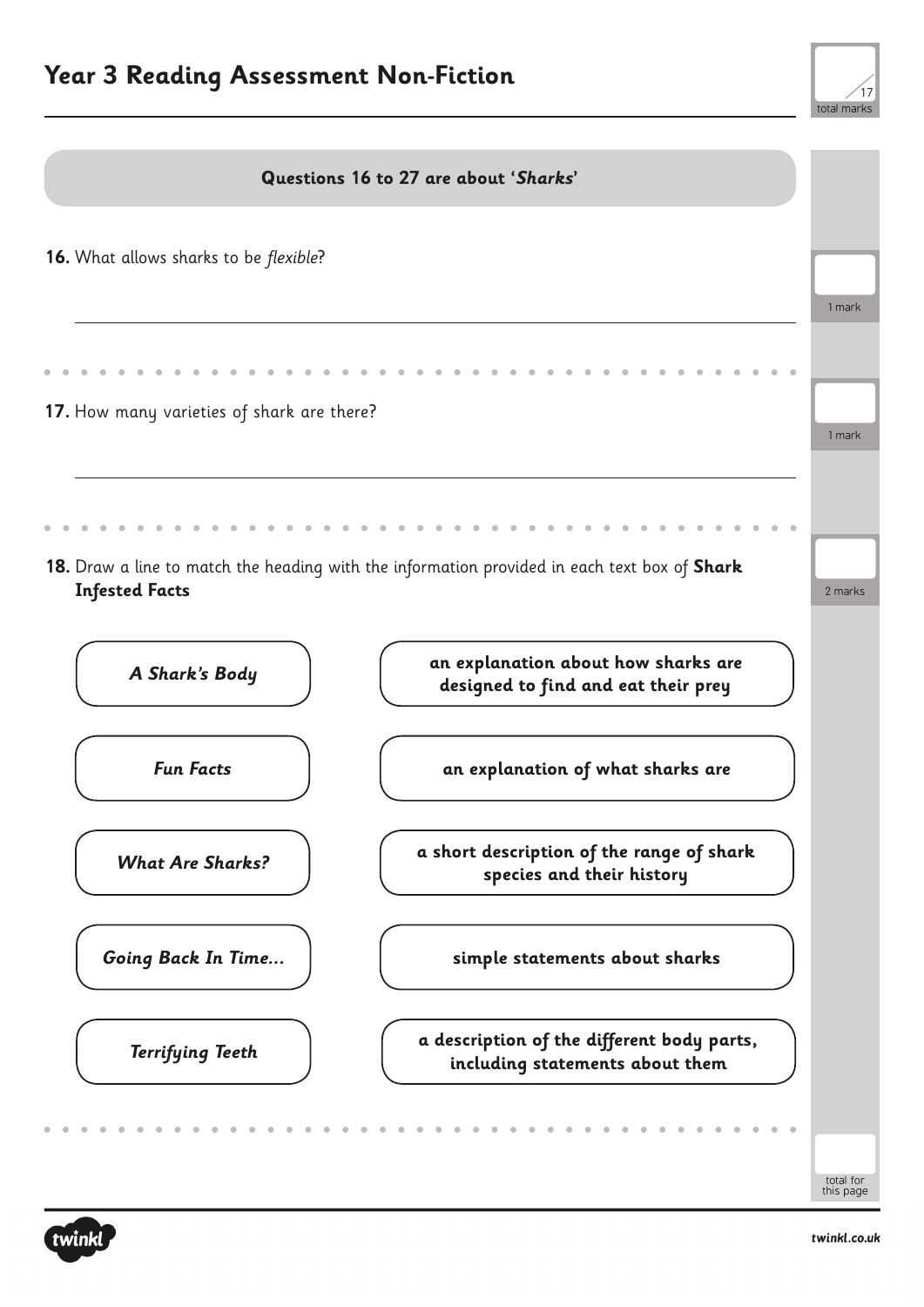# Year 3 Reading Assessment Non-Fiction

/17 total marks

**Questions 16 to 27 are about '*Sharks*'**

**16.** What allows sharks to be *flexible*?

1 mark

**17.** How many varieties of shark are there?

1 mark

**18.** Draw a line to match the heading with the information provided in each text box of **Shark Infested Facts**

2 marks

| Heading | Information |
|---|---|
| ***A Shark's Body*** | **an explanation about how sharks are designed to find and eat their prey** |
| ***Fun Facts*** | **an explanation of what sharks are** |
| ***What Are Sharks?*** | **a short description of the range of shark species and their history** |
| ***Going Back In Time...*** | **simple statements about sharks** |
| ***Terrifying Teeth*** | **a description of the different body parts, including statements about them** |

total for this page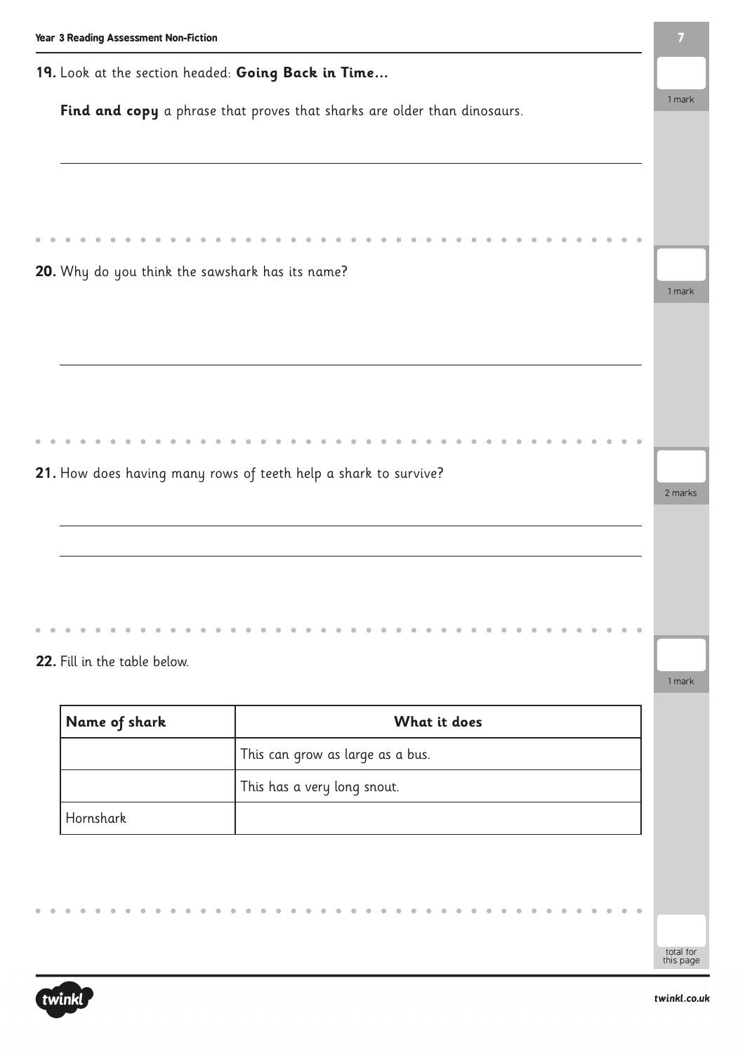**19.** Look at the section headed: **Going Back in Time...**

**Find and copy** a phrase that proves that sharks are older than dinosaurs.

1 mark

---

**20.** Why do you think the sawshark has its name?

1 mark

---

**21.** How does having many rows of teeth help a shark to survive?

2 marks

---

**22.** Fill in the table below.

1 mark

| Name of shark | What it does |
|---|---|
| | This can grow as large as a bus. |
| | This has a very long snout. |
| Hornshark | |

total for this page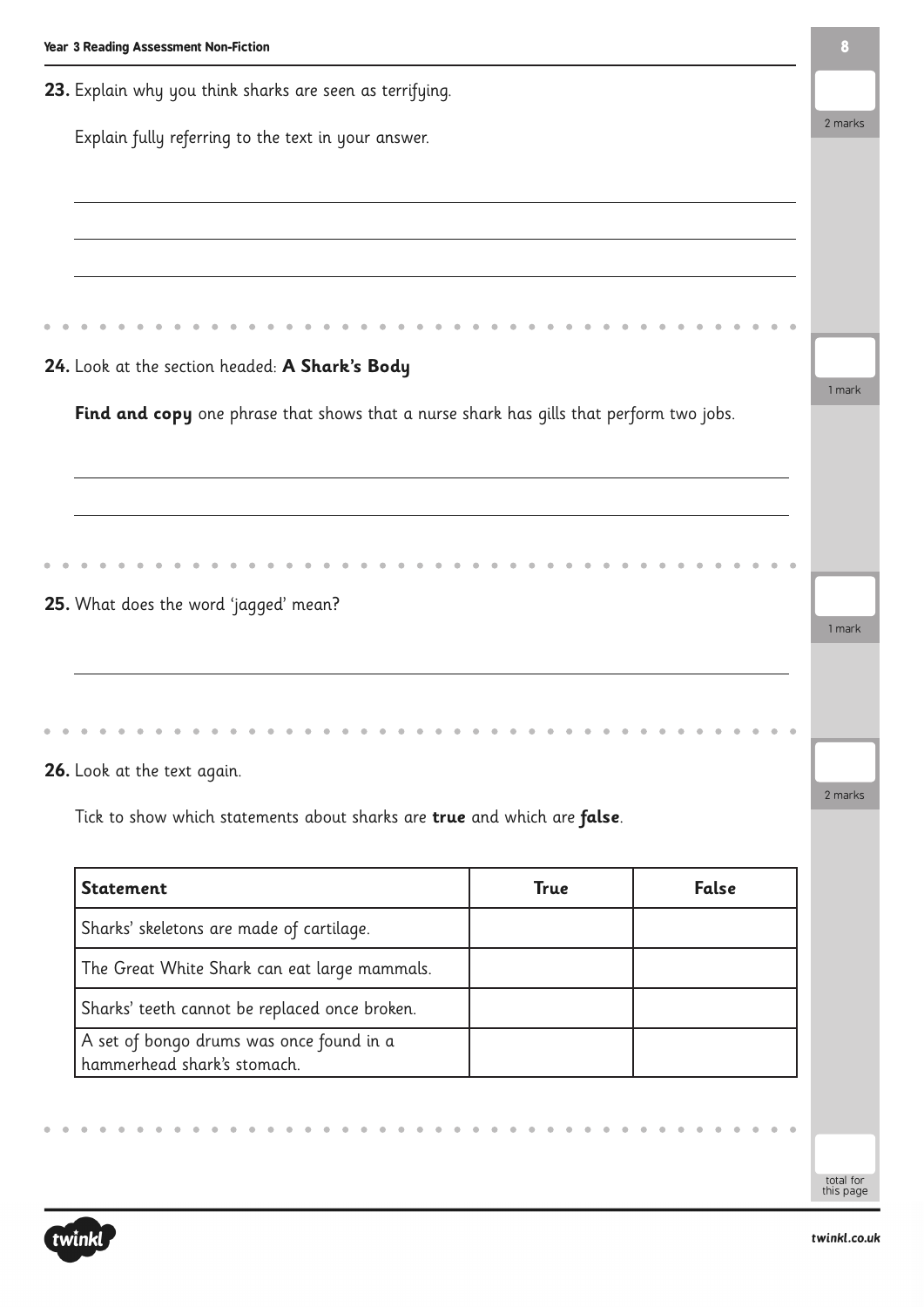**23.** Explain why you think sharks are seen as terrifying.

Explain fully referring to the text in your answer.

2 marks

---

**24.** Look at the section headed: **A Shark's Body**

**Find and copy** one phrase that shows that a nurse shark has gills that perform two jobs.

1 mark

---

**25.** What does the word 'jagged' mean?

1 mark

---

**26.** Look at the text again.

Tick to show which statements about sharks are **true** and which are **false**.

| Statement | True | False |
|---|---|---|
| Sharks' skeletons are made of cartilage. | | |
| The Great White Shark can eat large mammals. | | |
| Sharks' teeth cannot be replaced once broken. | | |
| A set of bongo drums was once found in a hammerhead shark's stomach. | | |

2 marks

total for this page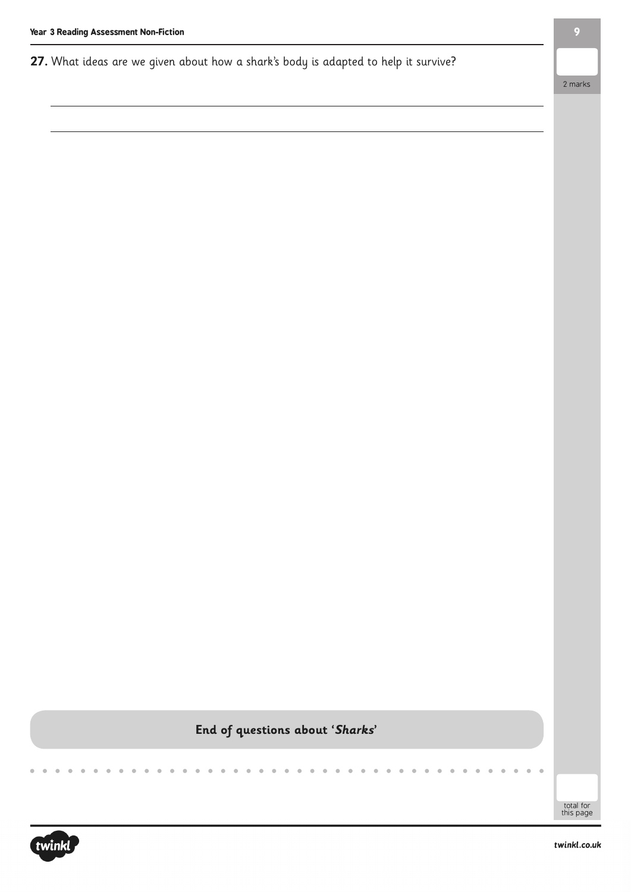**27.** What ideas are we given about how a shark's body is adapted to help it survive?

2 marks

**End of questions about '*Sharks*'**

total for this page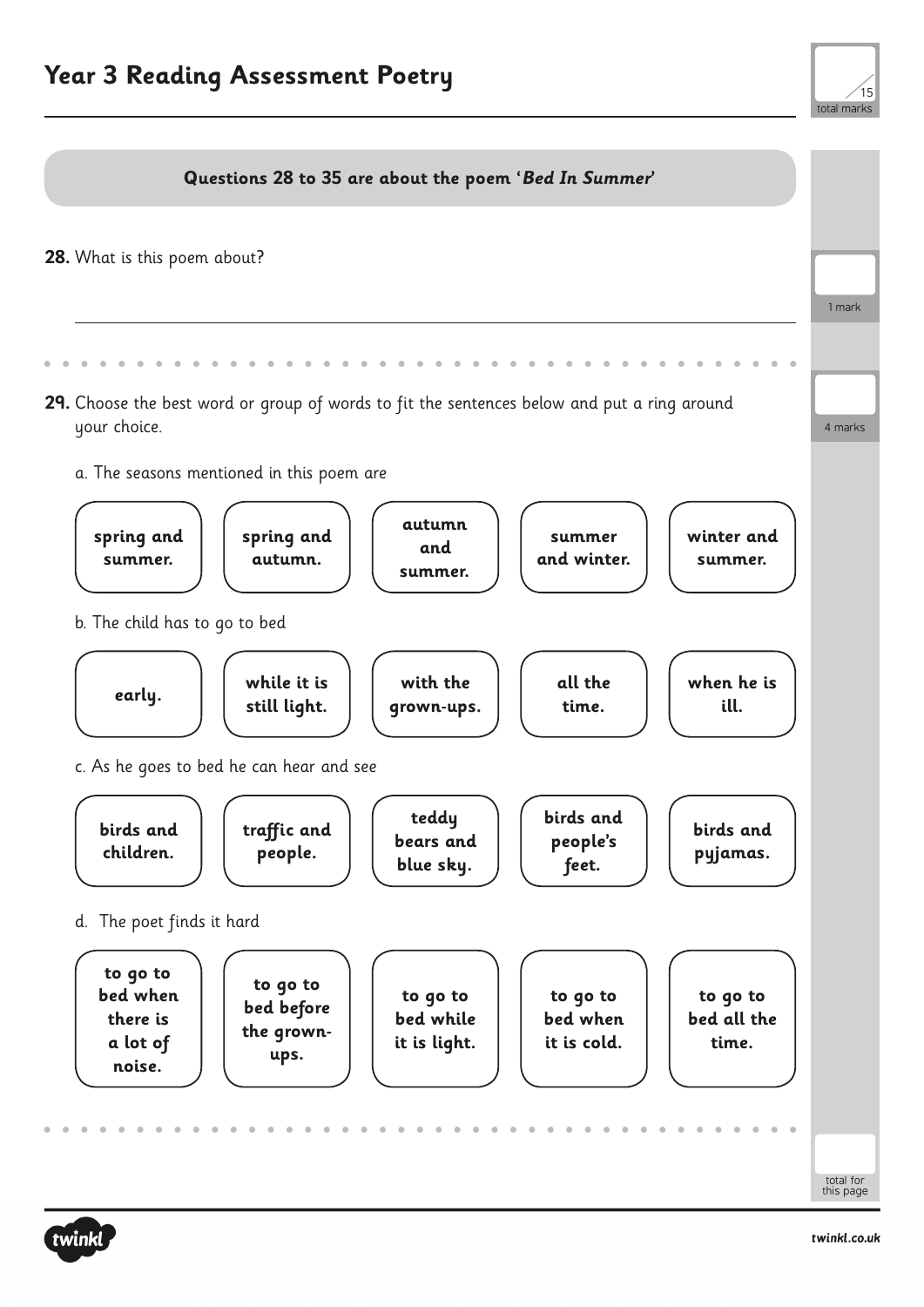# Year 3 Reading Assessment Poetry

/15 total marks

**Questions 28 to 35 are about the poem '*Bed In Summer*'**

**28.** What is this poem about?

_______________________________________________

1 mark

**29.** Choose the best word or group of words to fit the sentences below and put a ring around your choice.

4 marks

a. The seasons mentioned in this poem are

| **spring and summer.** | **spring and autumn.** | **autumn and summer.** | **summer and winter.** | **winter and summer.** |
|---|---|---|---|---|

b. The child has to go to bed

| **early.** | **while it is still light.** | **with the grown-ups.** | **all the time.** | **when he is ill.** |
|---|---|---|---|---|

c. As he goes to bed he can hear and see

| **birds and children.** | **traffic and people.** | **teddy bears and blue sky.** | **birds and people's feet.** | **birds and pyjamas.** |
|---|---|---|---|---|

d. The poet finds it hard

| **to go to bed when there is a lot of noise.** | **to go to bed before the grown-ups.** | **to go to bed while it is light.** | **to go to bed when it is cold.** | **to go to bed all the time.** |
|---|---|---|---|---|

total for this page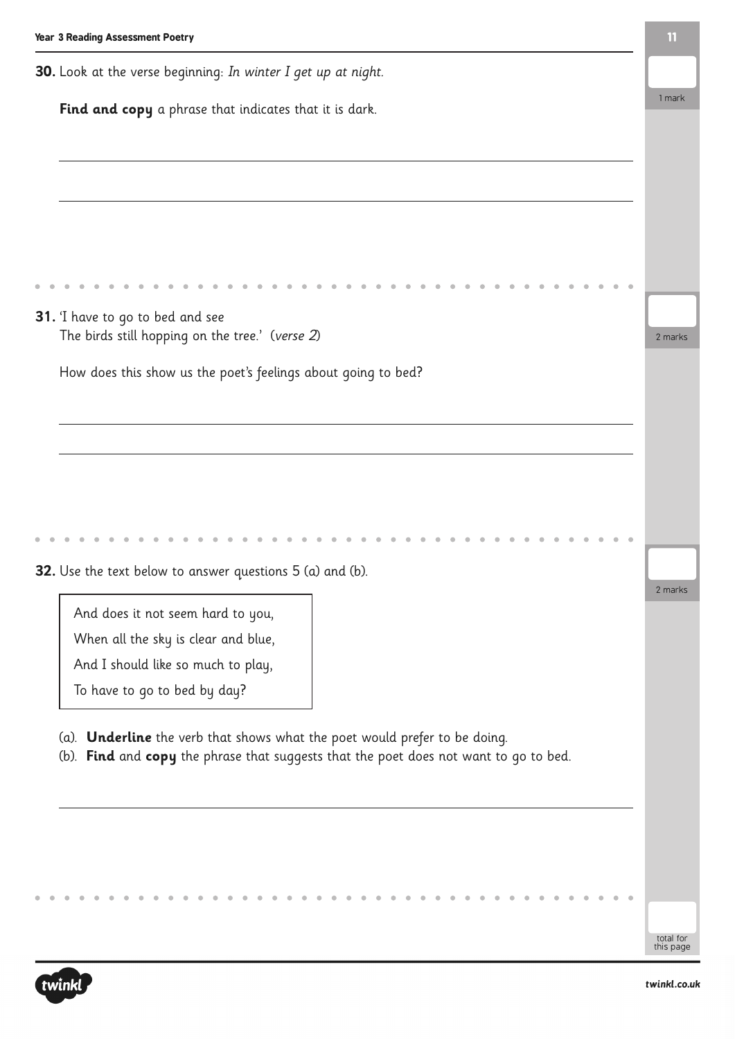**30.** Look at the verse beginning: *In winter I get up at night.*

**Find and copy** a phrase that indicates that it is dark.

1 mark

---

**31.** 'I have to go to bed and see
The birds still hopping on the tree.' (*verse 2*)

How does this show us the poet's feelings about going to bed?

2 marks

---

**32.** Use the text below to answer questions 5 (a) and (b).

> And does it not seem hard to you,
> When all the sky is clear and blue,
> And I should like so much to play,
> To have to go to bed by day?

(a). **Underline** the verb that shows what the poet would prefer to be doing.
(b). **Find** and **copy** the phrase that suggests that the poet does not want to go to bed.

2 marks

total for this page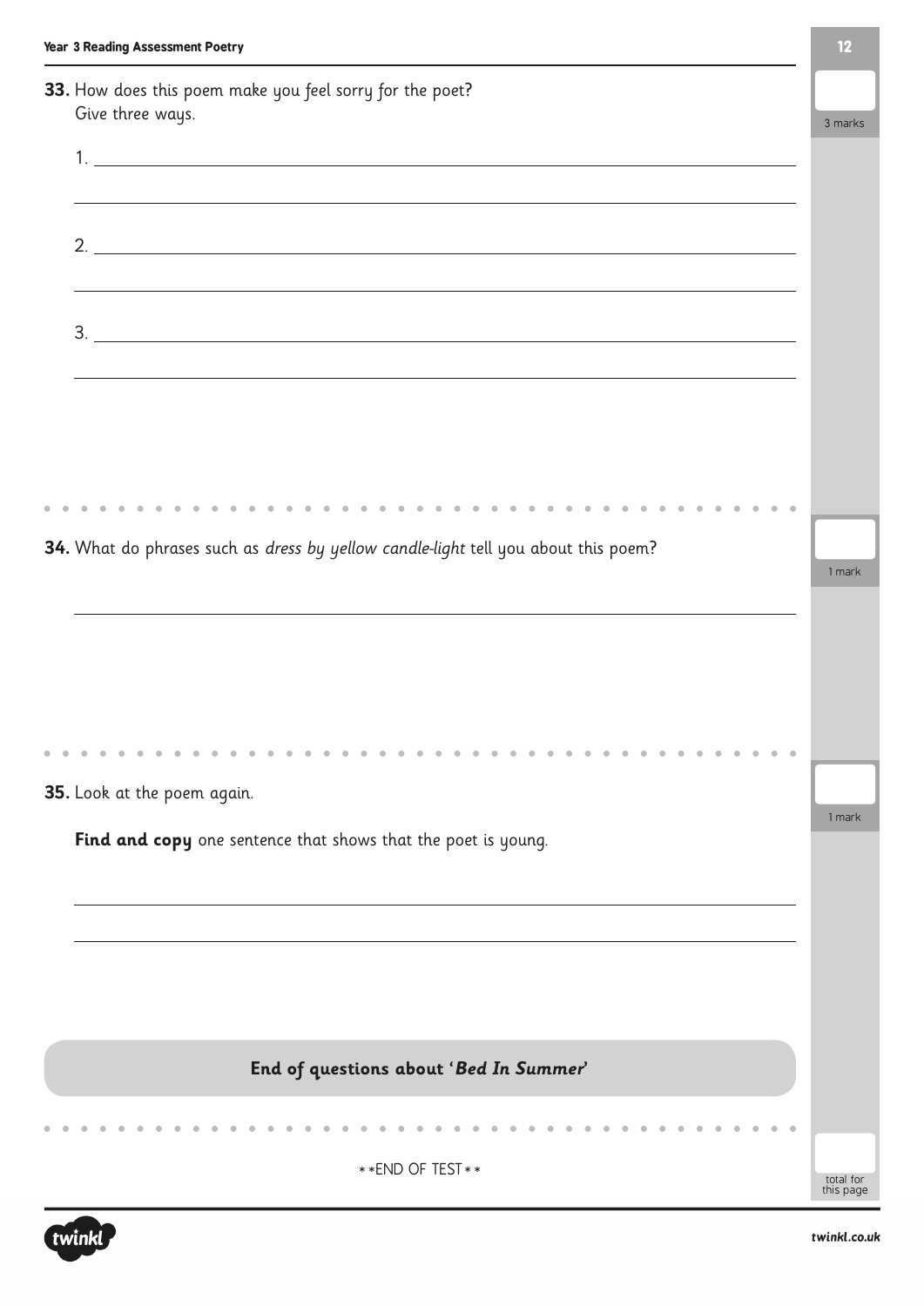**33.** How does this poem make you feel sorry for the poet?
Give three ways.

3 marks

1. ______________________________________________________________

______________________________________________________________

2. ______________________________________________________________

______________________________________________________________

3. ______________________________________________________________

______________________________________________________________

**34.** What do phrases such as *dress by yellow candle-light* tell you about this poem?

1 mark

______________________________________________________________

**35.** Look at the poem again.

1 mark

**Find and copy** one sentence that shows that the poet is young.

______________________________________________________________

______________________________________________________________

**End of questions about '*Bed In Summer*'**

**END OF TEST**

total for this page